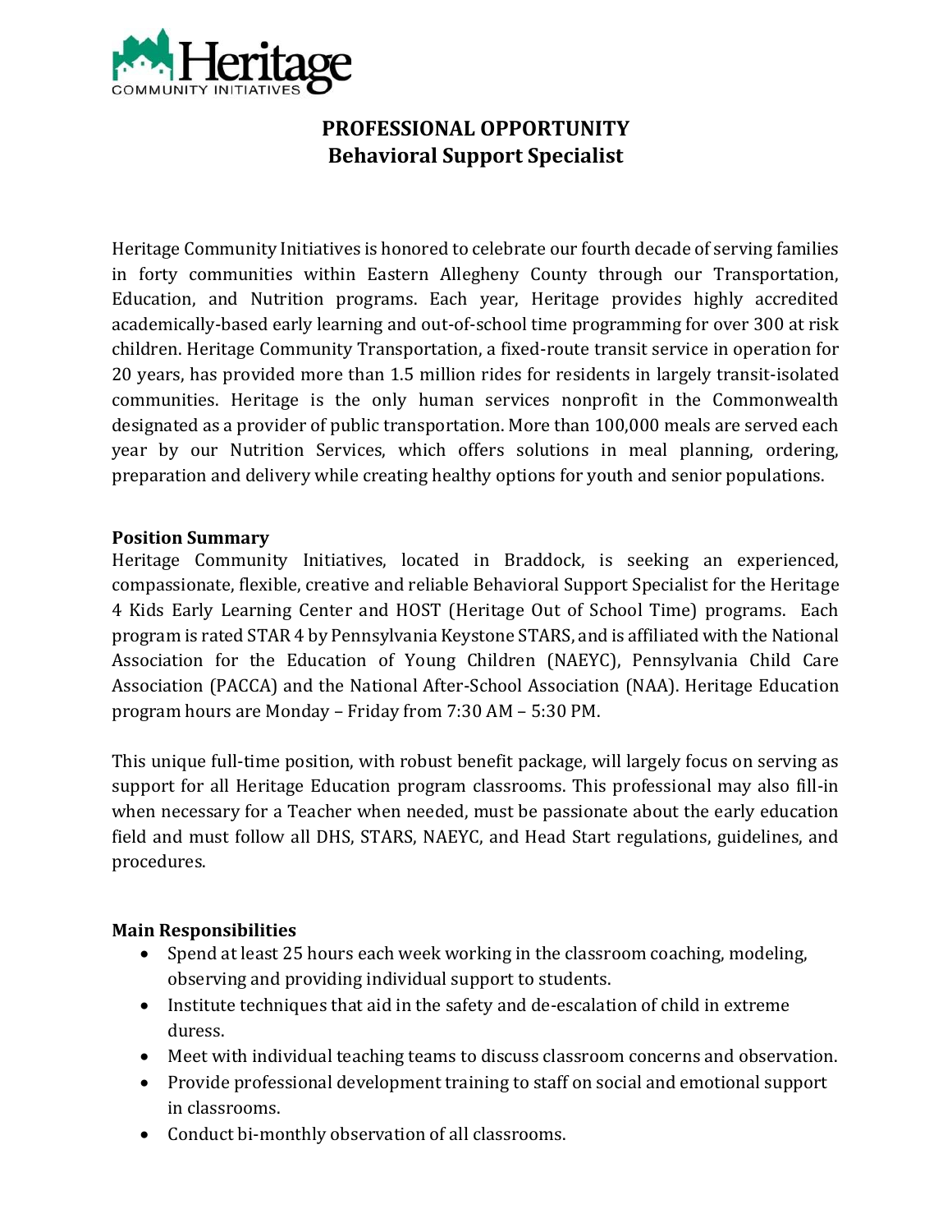# PROFESSIONAL OPPORTUNITY
## Behavioral Support Specialist

Heritage Community Initiatives is honored to celebrate our fourth decade of serving families in forty communities within Eastern Allegheny County through our Transportation, Education, and Nutrition programs. Each year, Heritage provides highly accredited academically-based early learning and out-of-school time programming for over 300 at risk children. Heritage Community Transportation, a fixed-route transit service in operation for 20 years, has provided more than 1.5 million rides for residents in largely transit-isolated communities. Heritage is the only human services nonprofit in the Commonwealth designated as a provider of public transportation. More than 100,000 meals are served each year by our Nutrition Services, which offers solutions in meal planning, ordering, preparation and delivery while creating healthy options for youth and senior populations.

**Position Summary**

Heritage Community Initiatives, located in Braddock, is seeking an experienced, compassionate, flexible, creative and reliable Behavioral Support Specialist for the Heritage 4 Kids Early Learning Center and HOST (Heritage Out of School Time) programs. Each program is rated STAR 4 by Pennsylvania Keystone STARS, and is affiliated with the National Association for the Education of Young Children (NAEYC), Pennsylvania Child Care Association (PACCA) and the National After-School Association (NAA). Heritage Education program hours are Monday – Friday from 7:30 AM – 5:30 PM.

This unique full-time position, with robust benefit package, will largely focus on serving as support for all Heritage Education program classrooms. This professional may also fill-in when necessary for a Teacher when needed, must be passionate about the early education field and must follow all DHS, STARS, NAEYC, and Head Start regulations, guidelines, and procedures.

**Main Responsibilities**

- Spend at least 25 hours each week working in the classroom coaching, modeling, observing and providing individual support to students.
- Institute techniques that aid in the safety and de-escalation of child in extreme duress.
- Meet with individual teaching teams to discuss classroom concerns and observation.
- Provide professional development training to staff on social and emotional support in classrooms.
- Conduct bi-monthly observation of all classrooms.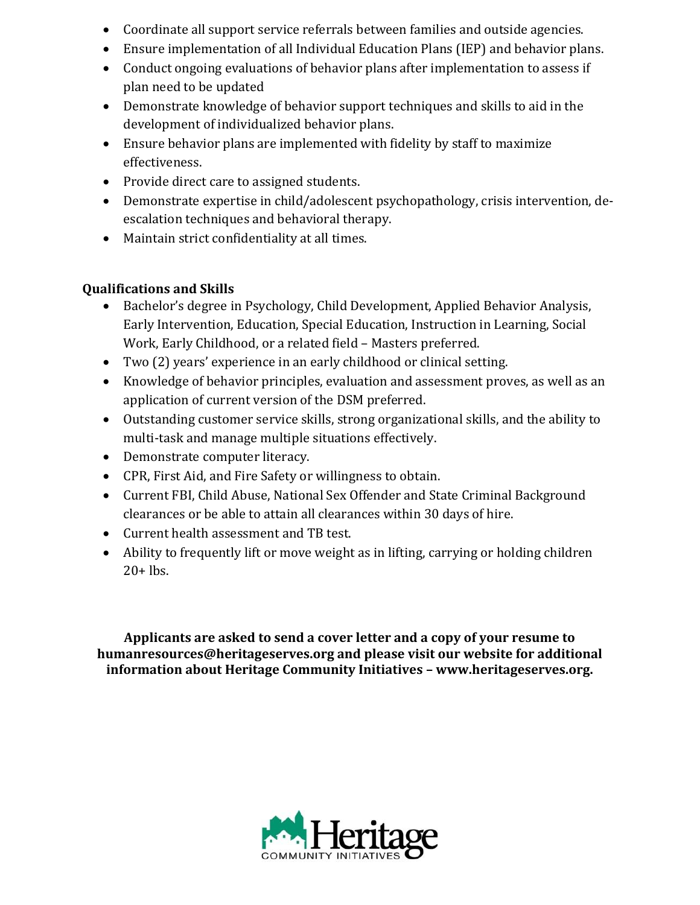- Coordinate all support service referrals between families and outside agencies.
- Ensure implementation of all Individual Education Plans (IEP) and behavior plans.
- Conduct ongoing evaluations of behavior plans after implementation to assess if plan need to be updated
- Demonstrate knowledge of behavior support techniques and skills to aid in the development of individualized behavior plans.
- Ensure behavior plans are implemented with fidelity by staff to maximize effectiveness.
- Provide direct care to assigned students.
- Demonstrate expertise in child/adolescent psychopathology, crisis intervention, de-escalation techniques and behavioral therapy.
- Maintain strict confidentiality at all times.

**Qualifications and Skills**

- Bachelor's degree in Psychology, Child Development, Applied Behavior Analysis, Early Intervention, Education, Special Education, Instruction in Learning, Social Work, Early Childhood, or a related field – Masters preferred.
- Two (2) years' experience in an early childhood or clinical setting.
- Knowledge of behavior principles, evaluation and assessment proves, as well as an application of current version of the DSM preferred.
- Outstanding customer service skills, strong organizational skills, and the ability to multi-task and manage multiple situations effectively.
- Demonstrate computer literacy.
- CPR, First Aid, and Fire Safety or willingness to obtain.
- Current FBI, Child Abuse, National Sex Offender and State Criminal Background clearances or be able to attain all clearances within 30 days of hire.
- Current health assessment and TB test.
- Ability to frequently lift or move weight as in lifting, carrying or holding children 20+ lbs.

**Applicants are asked to send a cover letter and a copy of your resume to humanresources@heritageserves.org and please visit our website for additional information about Heritage Community Initiatives – www.heritageserves.org.**

Heritage
COMMUNITY INITIATIVES